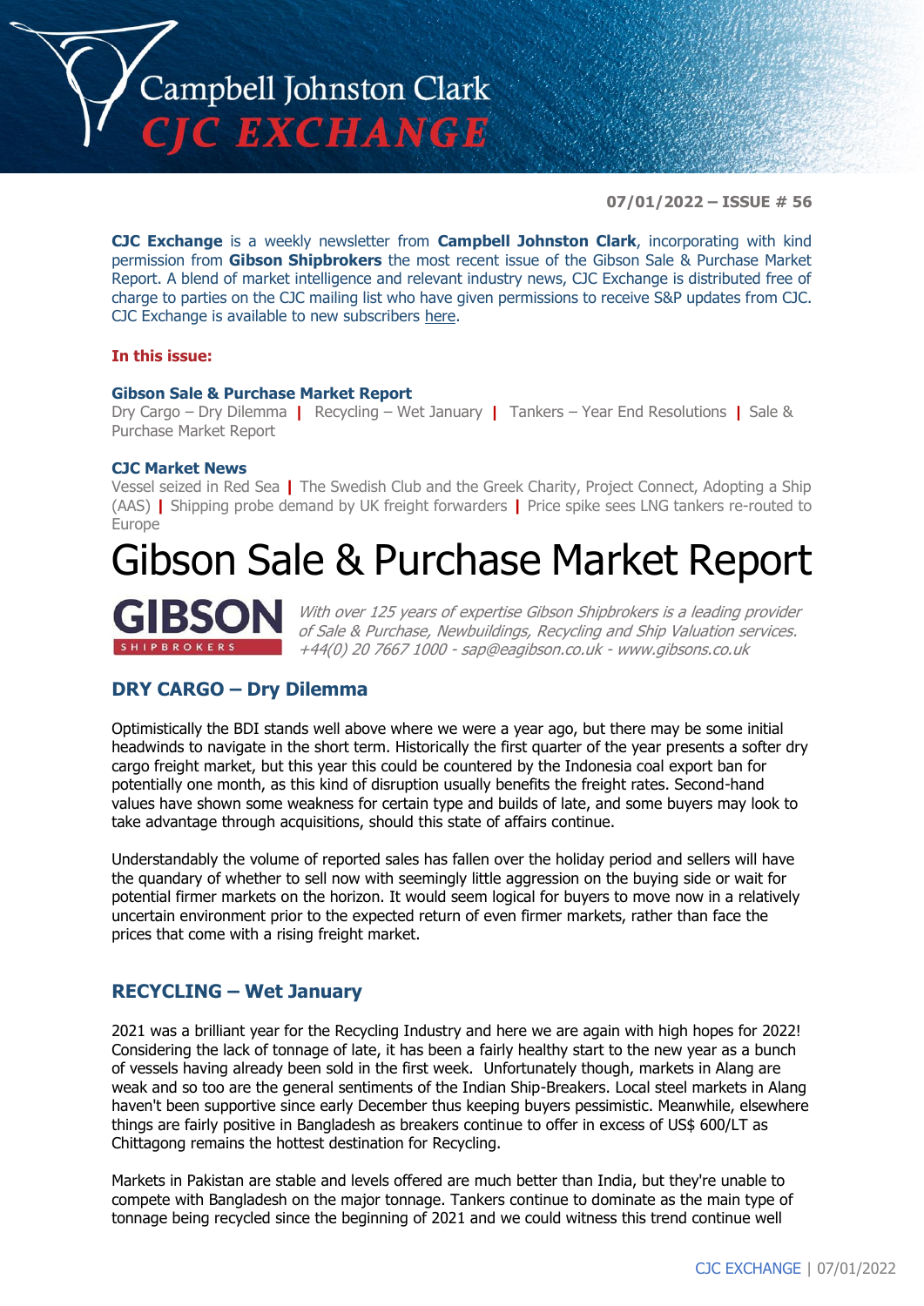# Campbell Johnston Clark
# CJC EXCHANGE

**07/01/2022 – ISSUE # 56**

**CJC Exchange** is a weekly newsletter from **Campbell Johnston Clark**, incorporating with kind permission from **Gibson Shipbrokers** the most recent issue of the Gibson Sale & Purchase Market Report. A blend of market intelligence and relevant industry news, CJC Exchange is distributed free of charge to parties on the CJC mailing list who have given permissions to receive S&P updates from CJC. CJC Exchange is available to new subscribers here.

**In this issue:**

**Gibson Sale & Purchase Market Report**
Dry Cargo – Dry Dilemma | Recycling – Wet January | Tankers – Year End Resolutions | Sale & Purchase Market Report

**CJC Market News**
Vessel seized in Red Sea | The Swedish Club and the Greek Charity, Project Connect, Adopting a Ship (AAS) | Shipping probe demand by UK freight forwarders | Price spike sees LNG tankers re-routed to Europe

# Gibson Sale & Purchase Market Report

**GIBSON** SHIPBROKERS

*With over 125 years of expertise Gibson Shipbrokers is a leading provider of Sale & Purchase, Newbuildings, Recycling and Ship Valuation services. +44(0) 20 7667 1000 - sap@eagibson.co.uk - www.gibsons.co.uk*

## DRY CARGO – Dry Dilemma

Optimistically the BDI stands well above where we were a year ago, but there may be some initial headwinds to navigate in the short term. Historically the first quarter of the year presents a softer dry cargo freight market, but this year this could be countered by the Indonesia coal export ban for potentially one month, as this kind of disruption usually benefits the freight rates. Second-hand values have shown some weakness for certain type and builds of late, and some buyers may look to take advantage through acquisitions, should this state of affairs continue.

Understandably the volume of reported sales has fallen over the holiday period and sellers will have the quandary of whether to sell now with seemingly little aggression on the buying side or wait for potential firmer markets on the horizon. It would seem logical for buyers to move now in a relatively uncertain environment prior to the expected return of even firmer markets, rather than face the prices that come with a rising freight market.

## RECYCLING – Wet January

2021 was a brilliant year for the Recycling Industry and here we are again with high hopes for 2022! Considering the lack of tonnage of late, it has been a fairly healthy start to the new year as a bunch of vessels having already been sold in the first week. Unfortunately though, markets in Alang are weak and so too are the general sentiments of the Indian Ship-Breakers. Local steel markets in Alang haven't been supportive since early December thus keeping buyers pessimistic. Meanwhile, elsewhere things are fairly positive in Bangladesh as breakers continue to offer in excess of US$ 600/LT as Chittagong remains the hottest destination for Recycling.

Markets in Pakistan are stable and levels offered are much better than India, but they're unable to compete with Bangladesh on the major tonnage. Tankers continue to dominate as the main type of tonnage being recycled since the beginning of 2021 and we could witness this trend continue well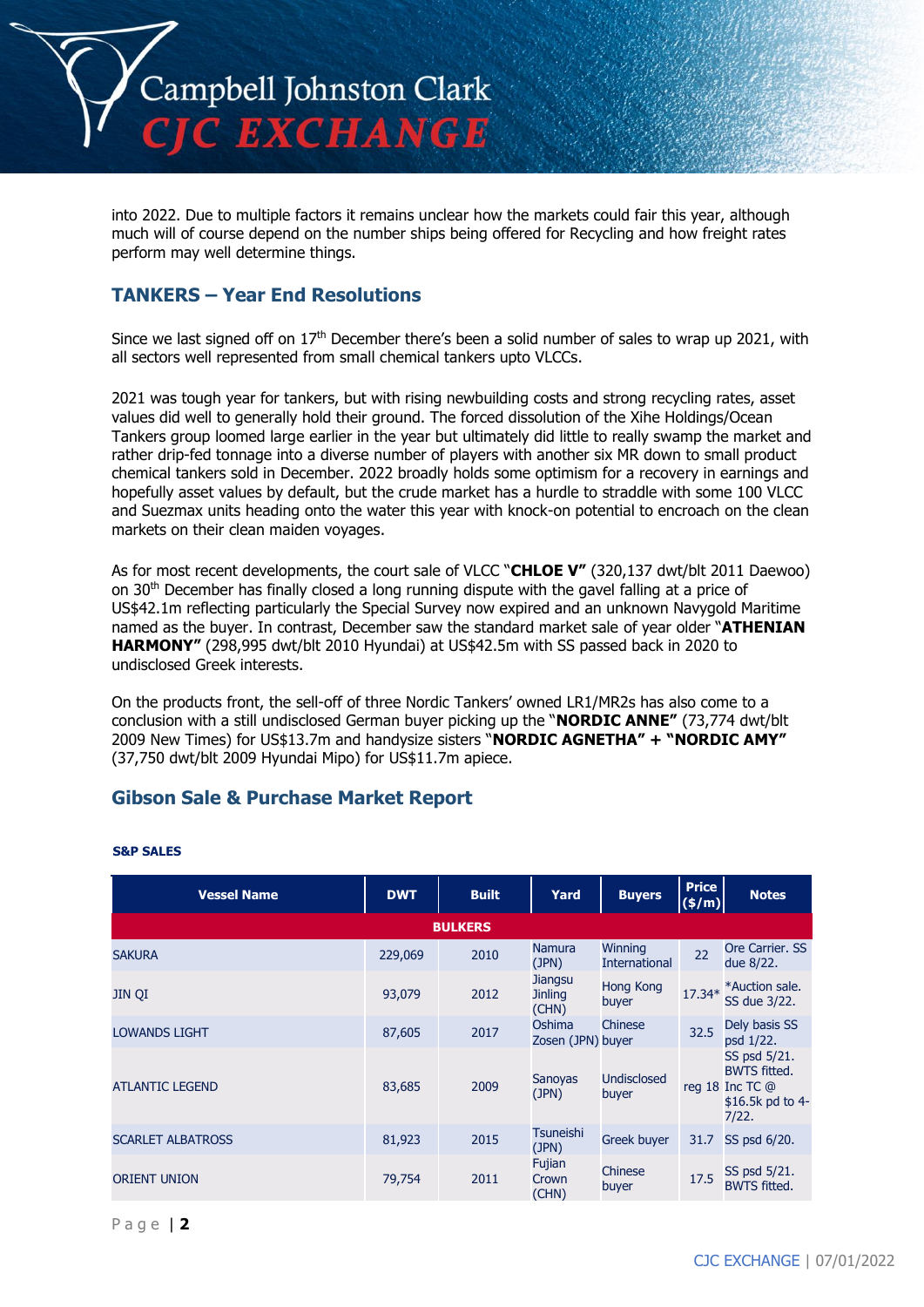into 2022. Due to multiple factors it remains unclear how the markets could fair this year, although much will of course depend on the number ships being offered for Recycling and how freight rates perform may well determine things.

## TANKERS – Year End Resolutions

Since we last signed off on 17th December there's been a solid number of sales to wrap up 2021, with all sectors well represented from small chemical tankers upto VLCCs.

2021 was tough year for tankers, but with rising newbuilding costs and strong recycling rates, asset values did well to generally hold their ground. The forced dissolution of the Xihe Holdings/Ocean Tankers group loomed large earlier in the year but ultimately did little to really swamp the market and rather drip-fed tonnage into a diverse number of players with another six MR down to small product chemical tankers sold in December. 2022 broadly holds some optimism for a recovery in earnings and hopefully asset values by default, but the crude market has a hurdle to straddle with some 100 VLCC and Suezmax units heading onto the water this year with knock-on potential to encroach on the clean markets on their clean maiden voyages.

As for most recent developments, the court sale of VLCC "**CHLOE V**" (320,137 dwt/blt 2011 Daewoo) on 30th December has finally closed a long running dispute with the gavel falling at a price of US$42.1m reflecting particularly the Special Survey now expired and an unknown Navygold Maritime named as the buyer. In contrast, December saw the standard market sale of year older "**ATHENIAN HARMONY**" (298,995 dwt/blt 2010 Hyundai) at US$42.5m with SS passed back in 2020 to undisclosed Greek interests.

On the products front, the sell-off of three Nordic Tankers' owned LR1/MR2s has also come to a conclusion with a still undisclosed German buyer picking up the "**NORDIC ANNE**" (73,774 dwt/blt 2009 New Times) for US$13.7m and handysize sisters "**NORDIC AGNETHA" + "NORDIC AMY**" (37,750 dwt/blt 2009 Hyundai Mipo) for US$11.7m apiece.

## Gibson Sale & Purchase Market Report

### S&P SALES

| Vessel Name | DWT | Built | Yard | Buyers | Price ($/m) | Notes |
|---|---|---|---|---|---|---|
| **BULKERS** | | | | | | |
| SAKURA | 229,069 | 2010 | Namura (JPN) | Winning International | 22 | Ore Carrier. SS due 8/22. |
| JIN QI | 93,079 | 2012 | Jiangsu Jinling (CHN) | Hong Kong buyer | 17.34* | *Auction sale. SS due 3/22. |
| LOWANDS LIGHT | 87,605 | 2017 | Oshima Zosen (JPN) | Chinese buyer | 32.5 | Dely basis SS psd 1/22. |
| ATLANTIC LEGEND | 83,685 | 2009 | Sanoyas (JPN) | Undisclosed buyer | reg 18 | SS psd 5/21. BWTS fitted. Inc TC @ $16.5k pd to 4-7/22. |
| SCARLET ALBATROSS | 81,923 | 2015 | Tsuneishi (JPN) | Greek buyer | 31.7 | SS psd 6/20. |
| ORIENT UNION | 79,754 | 2011 | Fujian Crown (CHN) | Chinese buyer | 17.5 | SS psd 5/21. BWTS fitted. |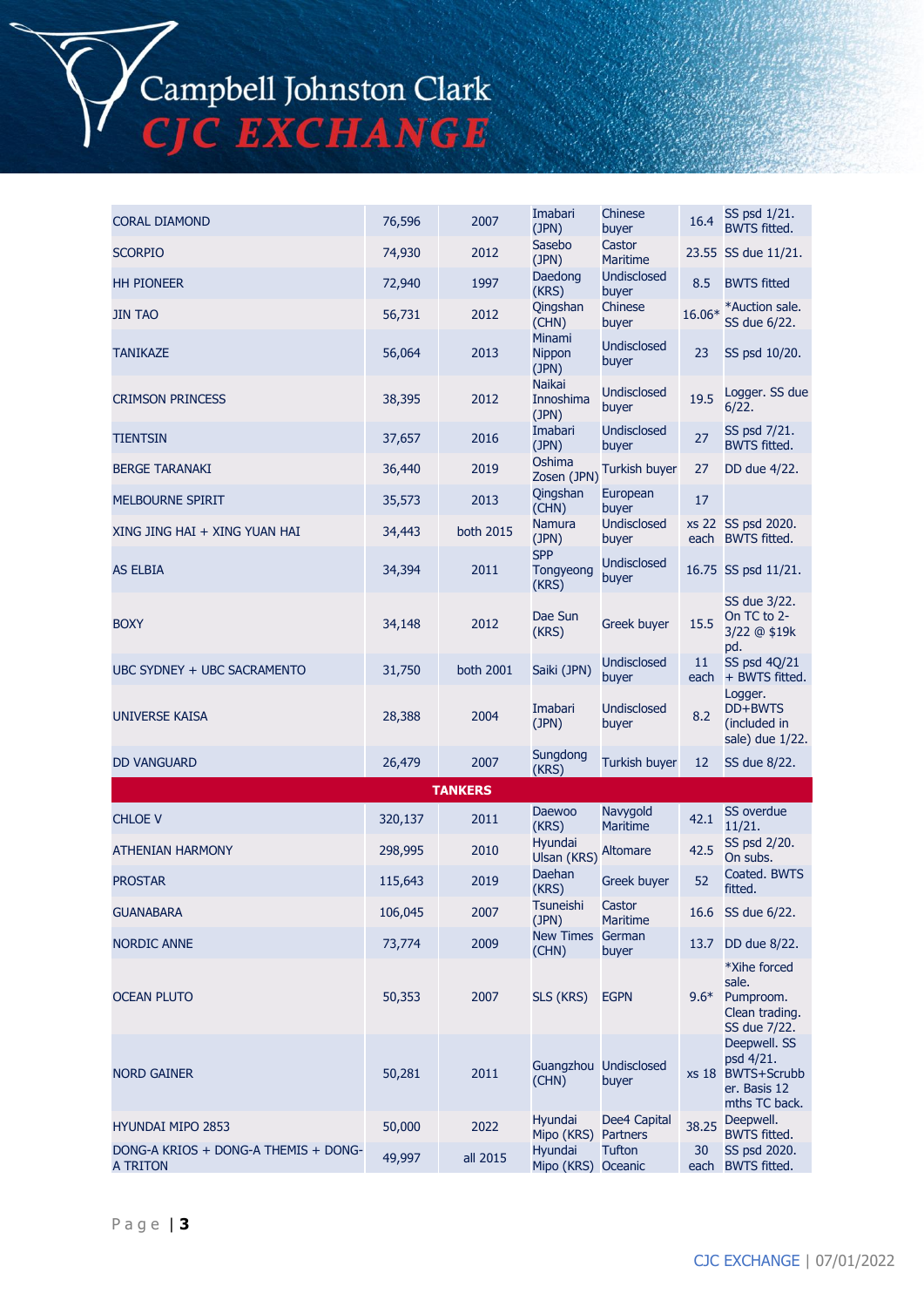| | | | | | | |
|---|---|---|---|---|---|---|
| CORAL DIAMOND | 76,596 | 2007 | Imabari (JPN) | Chinese buyer | 16.4 | SS psd 1/21. BWTS fitted. |
| SCORPIO | 74,930 | 2012 | Sasebo (JPN) | Castor Maritime | 23.55 | SS due 11/21. |
| HH PIONEER | 72,940 | 1997 | Daedong (KRS) | Undisclosed buyer | 8.5 | BWTS fitted |
| JIN TAO | 56,731 | 2012 | Qingshan (CHN) | Chinese buyer | 16.06* | *Auction sale. SS due 6/22. |
| TANIKAZE | 56,064 | 2013 | Minami Nippon (JPN) | Undisclosed buyer | 23 | SS psd 10/20. |
| CRIMSON PRINCESS | 38,395 | 2012 | Naikai Innoshima (JPN) | Undisclosed buyer | 19.5 | Logger. SS due 6/22. |
| TIENTSIN | 37,657 | 2016 | Imabari (JPN) | Undisclosed buyer | 27 | SS psd 7/21. BWTS fitted. |
| BERGE TARANAKI | 36,440 | 2019 | Oshima Zosen (JPN) | Turkish buyer | 27 | DD due 4/22. |
| MELBOURNE SPIRIT | 35,573 | 2013 | Qingshan (CHN) | European buyer | 17 | |
| XING JING HAI + XING YUAN HAI | 34,443 | both 2015 | Namura (JPN) | Undisclosed buyer | xs 22 each | SS psd 2020. BWTS fitted. |
| AS ELBIA | 34,394 | 2011 | SPP Tongyeong (KRS) | Undisclosed buyer | 16.75 | SS psd 11/21. |
| BOXY | 34,148 | 2012 | Dae Sun (KRS) | Greek buyer | 15.5 | SS due 3/22. On TC to 2-3/22 @ $19k pd. |
| UBC SYDNEY + UBC SACRAMENTO | 31,750 | both 2001 | Saiki (JPN) | Undisclosed buyer | 11 each | SS psd 4Q/21 + BWTS fitted. |
| UNIVERSE KAISA | 28,388 | 2004 | Imabari (JPN) | Undisclosed buyer | 8.2 | Logger. DD+BWTS (included in sale) due 1/22. |
| DD VANGUARD | 26,479 | 2007 | Sungdong (KRS) | Turkish buyer | 12 | SS due 8/22. |
| **TANKERS** | | | | | | |
| CHLOE V | 320,137 | 2011 | Daewoo (KRS) | Navygold Maritime | 42.1 | SS overdue 11/21. |
| ATHENIAN HARMONY | 298,995 | 2010 | Hyundai Ulsan (KRS) | Altomare | 42.5 | SS psd 2/20. On subs. |
| PROSTAR | 115,643 | 2019 | Daehan (KRS) | Greek buyer | 52 | Coated. BWTS fitted. |
| GUANABARA | 106,045 | 2007 | Tsuneishi (JPN) | Castor Maritime | 16.6 | SS due 6/22. |
| NORDIC ANNE | 73,774 | 2009 | New Times (CHN) | German buyer | 13.7 | DD due 8/22. |
| OCEAN PLUTO | 50,353 | 2007 | SLS (KRS) | EGPN | 9.6* | *Xihe forced sale. Pumproom. Clean trading. SS due 7/22. |
| NORD GAINER | 50,281 | 2011 | Guangzhou (CHN) | Undisclosed buyer | xs 18 | Deepwell. SS psd 4/21. BWTS+Scrubber. Basis 12 mths TC back. |
| HYUNDAI MIPO 2853 | 50,000 | 2022 | Hyundai Mipo (KRS) | Dee4 Capital Partners | 38.25 | Deepwell. BWTS fitted. |
| DONG-A KRIOS + DONG-A THEMIS + DONG-A TRITON | 49,997 | all 2015 | Hyundai Mipo (KRS) | Tufton Oceanic | 30 each | SS psd 2020. BWTS fitted. |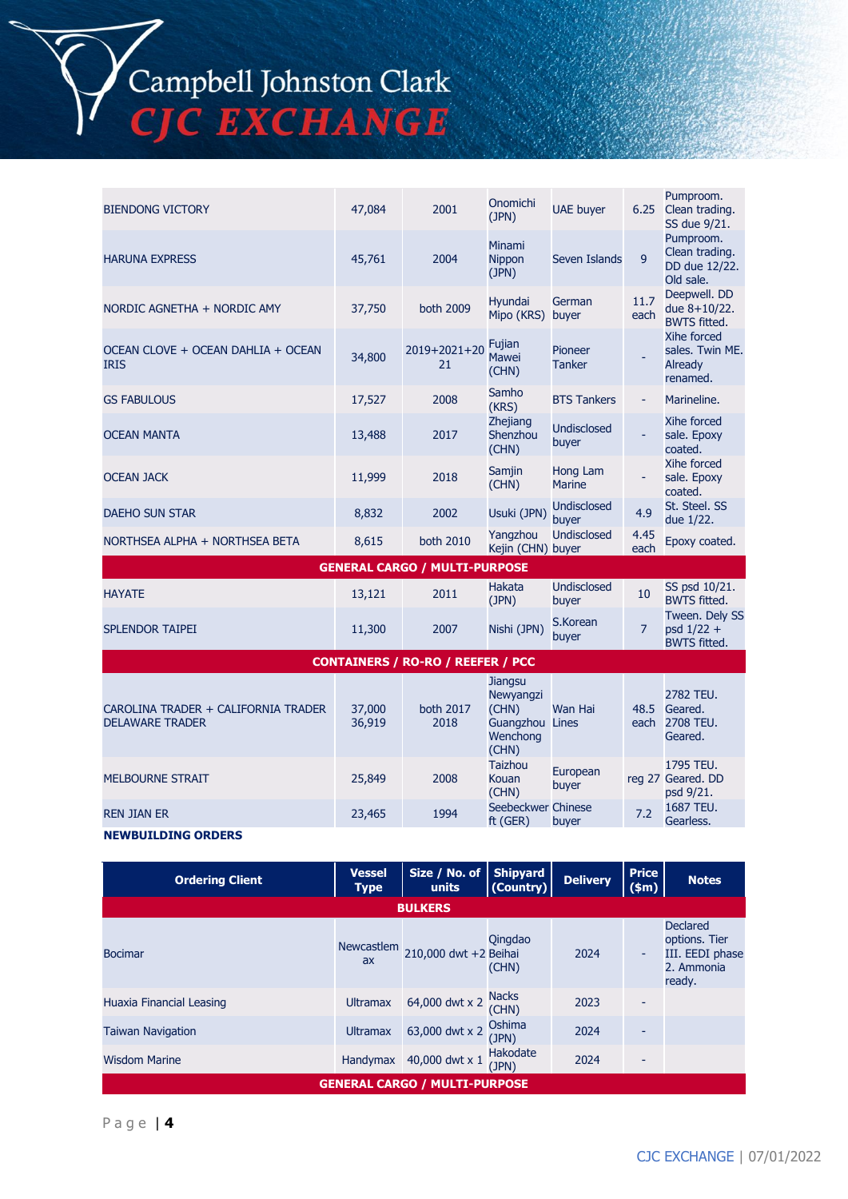| | | | | | | |
|---|---|---|---|---|---|---|
| BIENDONG VICTORY | 47,084 | 2001 | Onomichi (JPN) | UAE buyer | 6.25 | Pumproom. Clean trading. SS due 9/21. |
| HARUNA EXPRESS | 45,761 | 2004 | Minami Nippon (JPN) | Seven Islands | 9 | Pumproom. Clean trading. DD due 12/22. Old sale. |
| NORDIC AGNETHA + NORDIC AMY | 37,750 | both 2009 | Hyundai Mipo (KRS) | German buyer | 11.7 each | Deepwell. DD due 8+10/22. BWTS fitted. |
| OCEAN CLOVE + OCEAN DAHLIA + OCEAN IRIS | 34,800 | 2019+2021+2021 | Fujian Mawei (CHN) | Pioneer Tanker | - | Xihe forced sales. Twin ME. Already renamed. |
| GS FABULOUS | 17,527 | 2008 | Samho (KRS) | BTS Tankers | - | Marineline. |
| OCEAN MANTA | 13,488 | 2017 | Zhejiang Shenzhou (CHN) | Undisclosed buyer | - | Xihe forced sale. Epoxy coated. |
| OCEAN JACK | 11,999 | 2018 | Samjin (CHN) | Hong Lam Marine | - | Xihe forced sale. Epoxy coated. |
| DAEHO SUN STAR | 8,832 | 2002 | Usuki (JPN) | Undisclosed buyer | 4.9 | St. Steel. SS due 1/22. |
| NORTHSEA ALPHA + NORTHSEA BETA | 8,615 | both 2010 | Yangzhou Kejin (CHN) | Undisclosed buyer | 4.45 each | Epoxy coated. |
| **GENERAL CARGO / MULTI-PURPOSE** | | | | | | |
| HAYATE | 13,121 | 2011 | Hakata (JPN) | Undisclosed buyer | 10 | SS psd 10/21. BWTS fitted. |
| SPLENDOR TAIPEI | 11,300 | 2007 | Nishi (JPN) | S.Korean buyer | 7 | Tween. Dely SS psd 1/22 + BWTS fitted. |
| **CONTAINERS / RO-RO / REEFER / PCC** | | | | | | |
| CAROLINA TRADER + CALIFORNIA TRADER DELAWARE TRADER | 37,000 36,919 | both 2017 2018 | Jiangsu Newyangzi (CHN) Guangzhou Wenchong (CHN) | Wan Hai Lines | 48.5 each | 2782 TEU. Geared. 2708 TEU. Geared. |
| MELBOURNE STRAIT | 25,849 | 2008 | Taizhou Kouan (CHN) | European buyer | reg 27 | 1795 TEU. Geared. DD psd 9/21. |
| REN JIAN ER | 23,465 | 1994 | Seebeckwerft (GER) | Chinese buyer | 7.2 | 1687 TEU. Gearless. |

**NEWBUILDING ORDERS**

| Ordering Client | Vessel Type | Size / No. of units | Shipyard (Country) | Delivery | Price ($m) | Notes |
|---|---|---|---|---|---|---|
| **BULKERS** | | | | | | |
| Bocimar | Newcastlemax | 210,000 dwt +2 | Qingdao Beihai (CHN) | 2024 | - | Declared options. Tier III. EEDI phase 2. Ammonia ready. |
| Huaxia Financial Leasing | Ultramax | 64,000 dwt x 2 | Nacks (CHN) | 2023 | - | |
| Taiwan Navigation | Ultramax | 63,000 dwt x 2 | Oshima (JPN) | 2024 | - | |
| Wisdom Marine | Handymax | 40,000 dwt x 1 | Hakodate (JPN) | 2024 | - | |
| **GENERAL CARGO / MULTI-PURPOSE** | | | | | | |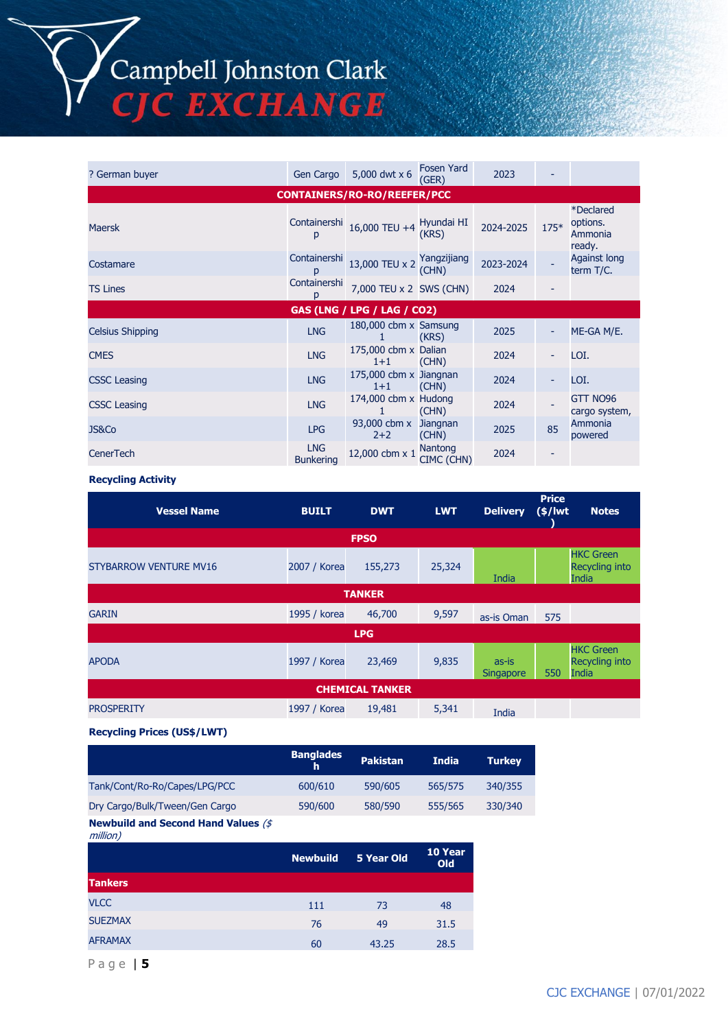| | | | | | | |
|---|---|---|---|---|---|---|
| ? German buyer | Gen Cargo | 5,000 dwt x 6 | Fosen Yard (GER) | 2023 | - | |
| **CONTAINERS/RO-RO/REEFER/PCC** | | | | | | |
| Maersk | Containership | 16,000 TEU +4 | Hyundai HI (KRS) | 2024-2025 | 175* | *Declared options. Ammonia ready. |
| Costamare | Containership | 13,000 TEU x 2 | Yangzijiang (CHN) | 2023-2024 | - | Against long term T/C. |
| TS Lines | Containership | 7,000 TEU x 2 | SWS (CHN) | 2024 | - | |
| **GAS (LNG / LPG / LAG / CO2)** | | | | | | |
| Celsius Shipping | LNG | 180,000 cbm x 1 | Samsung (KRS) | 2025 | - | ME-GA M/E. |
| CMES | LNG | 175,000 cbm x 1+1 | Dalian (CHN) | 2024 | - | LOI. |
| CSSC Leasing | LNG | 175,000 cbm x 1+1 | Jiangnan (CHN) | 2024 | - | LOI. |
| CSSC Leasing | LNG | 174,000 cbm x 1 | Hudong (CHN) | 2024 | - | GTT NO96 cargo system, |
| JS&Co | LPG | 93,000 cbm x 2+2 | Jiangnan (CHN) | 2025 | 85 | Ammonia powered |
| CenerTech | LNG Bunkering | 12,000 cbm x 1 | Nantong CIMC (CHN) | 2024 | - | |

**Recycling Activity**

| Vessel Name | BUILT | DWT | LWT | Delivery | Price ($/lwt) | Notes |
|---|---|---|---|---|---|---|
| **FPSO** | | | | | | |
| STYBARROW VENTURE MV16 | 2007 / Korea | 155,273 | 25,324 | India | | HKC Green Recycling into India |
| **TANKER** | | | | | | |
| GARIN | 1995 / korea | 46,700 | 9,597 | as-is Oman | 575 | |
| **LPG** | | | | | | |
| APODA | 1997 / Korea | 23,469 | 9,835 | as-is Singapore | 550 | HKC Green Recycling into India |
| **CHEMICAL TANKER** | | | | | | |
| PROSPERITY | 1997 / Korea | 19,481 | 5,341 | India | | |

**Recycling Prices (US$/LWT)**

| | Bangladesh | Pakistan | India | Turkey |
|---|---|---|---|---|
| Tank/Cont/Ro-Ro/Capes/LPG/PCC | 600/610 | 590/605 | 565/575 | 340/355 |
| Dry Cargo/Bulk/Tween/Gen Cargo | 590/600 | 580/590 | 555/565 | 330/340 |

**Newbuild and Second Hand Values** *($ million)*

| | Newbuild | 5 Year Old | 10 Year Old |
|---|---|---|---|
| **Tankers** | | | |
| VLCC | 111 | 73 | 48 |
| SUEZMAX | 76 | 49 | 31.5 |
| AFRAMAX | 60 | 43.25 | 28.5 |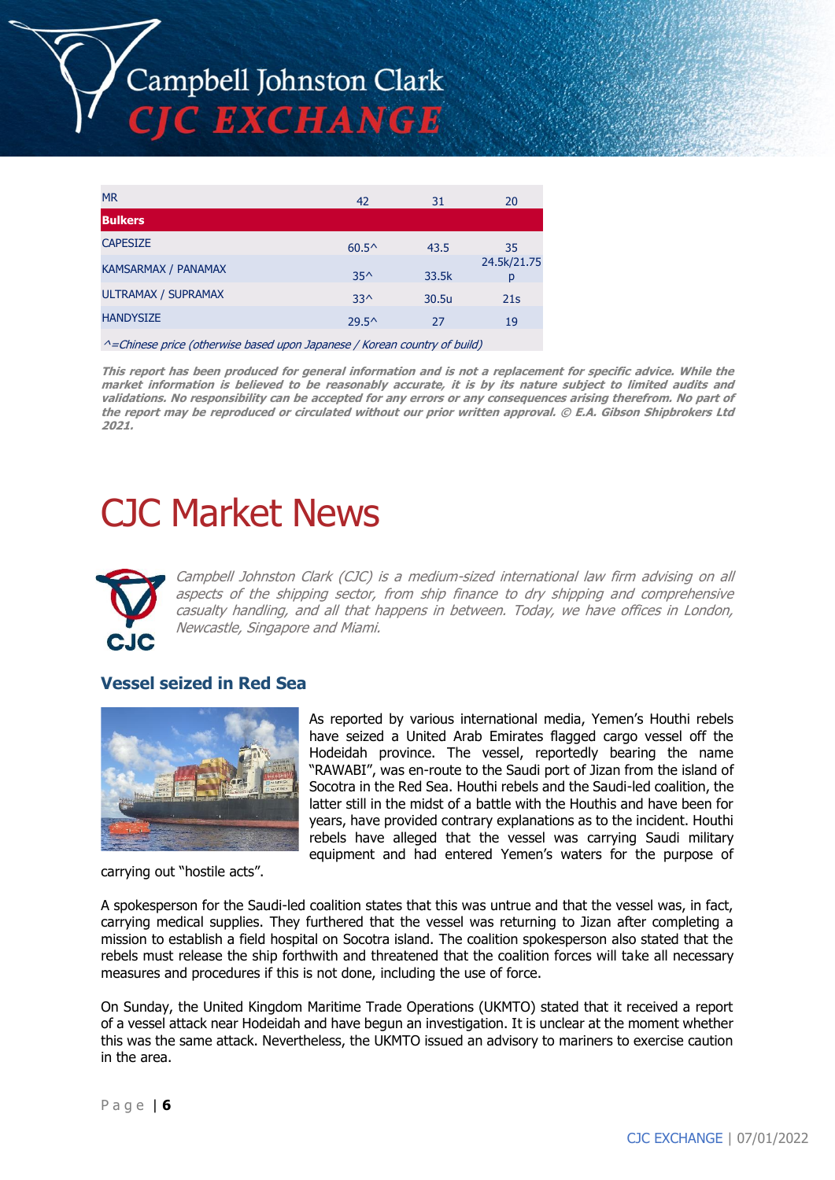| MR | 42 | 31 | 20 |
|---|---|---|---|
| **Bulkers** | | | |
| CAPESIZE | 60.5^ | 43.5 | 35 |
| KAMSARMAX / PANAMAX | 35^ | 33.5k | 24.5k/21.75p |
| ULTRAMAX / SUPRAMAX | 33^ | 30.5u | 21s |
| HANDYSIZE | 29.5^ | 27 | 19 |

*^=Chinese price (otherwise based upon Japanese / Korean country of build)*

***This report has been produced for general information and is not a replacement for specific advice. While the market information is believed to be reasonably accurate, it is by its nature subject to limited audits and validations. No responsibility can be accepted for any errors or any consequences arising therefrom. No part of the report may be reproduced or circulated without our prior written approval. © E.A. Gibson Shipbrokers Ltd 2021.***

# CJC Market News

*Campbell Johnston Clark (CJC) is a medium-sized international law firm advising on all aspects of the shipping sector, from ship finance to dry shipping and comprehensive casualty handling, and all that happens in between. Today, we have offices in London, Newcastle, Singapore and Miami.*

## Vessel seized in Red Sea

As reported by various international media, Yemen's Houthi rebels have seized a United Arab Emirates flagged cargo vessel off the Hodeidah province. The vessel, reportedly bearing the name "RAWABI", was en-route to the Saudi port of Jizan from the island of Socotra in the Red Sea. Houthi rebels and the Saudi-led coalition, the latter still in the midst of a battle with the Houthis and have been for years, have provided contrary explanations as to the incident. Houthi rebels have alleged that the vessel was carrying Saudi military equipment and had entered Yemen's waters for the purpose of carrying out "hostile acts".

A spokesperson for the Saudi-led coalition states that this was untrue and that the vessel was, in fact, carrying medical supplies. They furthered that the vessel was returning to Jizan after completing a mission to establish a field hospital on Socotra island. The coalition spokesperson also stated that the rebels must release the ship forthwith and threatened that the coalition forces will take all necessary measures and procedures if this is not done, including the use of force.

On Sunday, the United Kingdom Maritime Trade Operations (UKMTO) stated that it received a report of a vessel attack near Hodeidah and have begun an investigation. It is unclear at the moment whether this was the same attack. Nevertheless, the UKMTO issued an advisory to mariners to exercise caution in the area.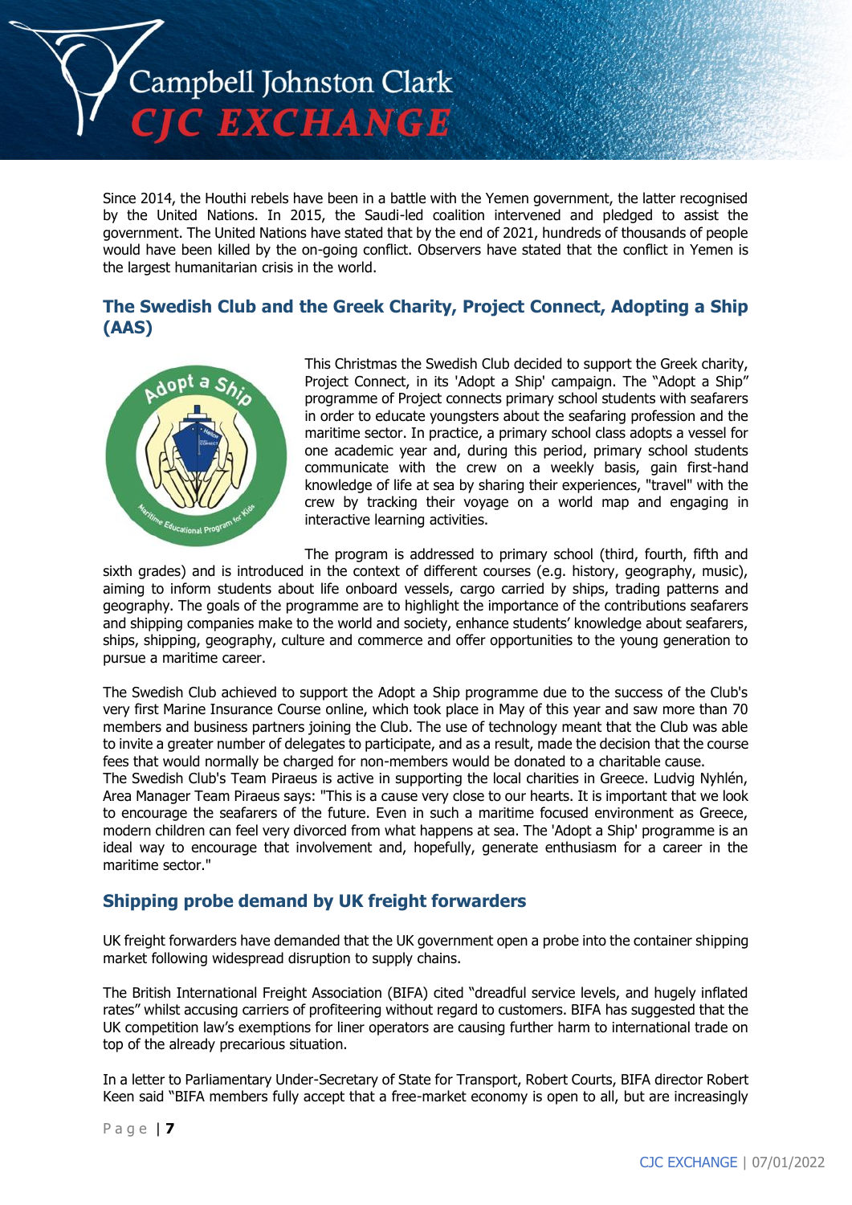Since 2014, the Houthi rebels have been in a battle with the Yemen government, the latter recognised by the United Nations. In 2015, the Saudi-led coalition intervened and pledged to assist the government. The United Nations have stated that by the end of 2021, hundreds of thousands of people would have been killed by the on-going conflict. Observers have stated that the conflict in Yemen is the largest humanitarian crisis in the world.

## The Swedish Club and the Greek Charity, Project Connect, Adopting a Ship (AAS)

This Christmas the Swedish Club decided to support the Greek charity, Project Connect, in its 'Adopt a Ship' campaign. The "Adopt a Ship" programme of Project connects primary school students with seafarers in order to educate youngsters about the seafaring profession and the maritime sector. In practice, a primary school class adopts a vessel for one academic year and, during this period, primary school students communicate with the crew on a weekly basis, gain first-hand knowledge of life at sea by sharing their experiences, "travel" with the crew by tracking their voyage on a world map and engaging in interactive learning activities.

The program is addressed to primary school (third, fourth, fifth and sixth grades) and is introduced in the context of different courses (e.g. history, geography, music), aiming to inform students about life onboard vessels, cargo carried by ships, trading patterns and geography. The goals of the programme are to highlight the importance of the contributions seafarers and shipping companies make to the world and society, enhance students' knowledge about seafarers, ships, shipping, geography, culture and commerce and offer opportunities to the young generation to pursue a maritime career.

The Swedish Club achieved to support the Adopt a Ship programme due to the success of the Club's very first Marine Insurance Course online, which took place in May of this year and saw more than 70 members and business partners joining the Club. The use of technology meant that the Club was able to invite a greater number of delegates to participate, and as a result, made the decision that the course fees that would normally be charged for non-members would be donated to a charitable cause.
The Swedish Club's Team Piraeus is active in supporting the local charities in Greece. Ludvig Nyhlén, Area Manager Team Piraeus says: "This is a cause very close to our hearts. It is important that we look to encourage the seafarers of the future. Even in such a maritime focused environment as Greece, modern children can feel very divorced from what happens at sea. The 'Adopt a Ship' programme is an ideal way to encourage that involvement and, hopefully, generate enthusiasm for a career in the maritime sector."

## Shipping probe demand by UK freight forwarders

UK freight forwarders have demanded that the UK government open a probe into the container shipping market following widespread disruption to supply chains.

The British International Freight Association (BIFA) cited "dreadful service levels, and hugely inflated rates" whilst accusing carriers of profiteering without regard to customers. BIFA has suggested that the UK competition law's exemptions for liner operators are causing further harm to international trade on top of the already precarious situation.

In a letter to Parliamentary Under-Secretary of State for Transport, Robert Courts, BIFA director Robert Keen said "BIFA members fully accept that a free-market economy is open to all, but are increasingly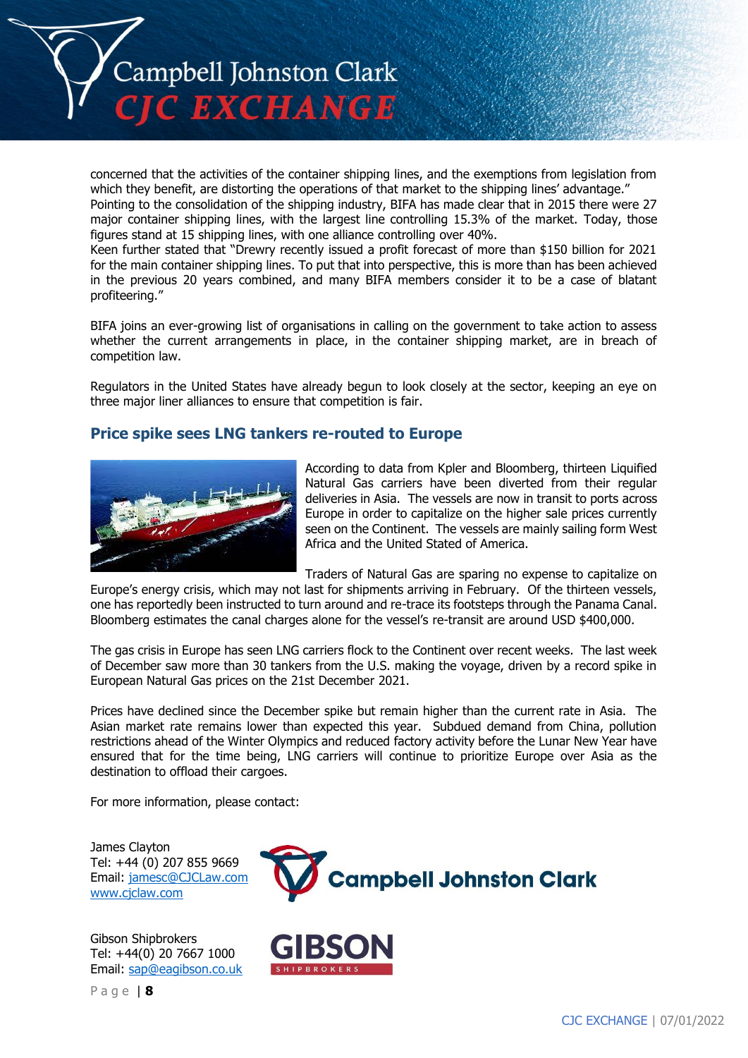concerned that the activities of the container shipping lines, and the exemptions from legislation from which they benefit, are distorting the operations of that market to the shipping lines' advantage."

Pointing to the consolidation of the shipping industry, BIFA has made clear that in 2015 there were 27 major container shipping lines, with the largest line controlling 15.3% of the market. Today, those figures stand at 15 shipping lines, with one alliance controlling over 40%.

Keen further stated that "Drewry recently issued a profit forecast of more than $150 billion for 2021 for the main container shipping lines. To put that into perspective, this is more than has been achieved in the previous 20 years combined, and many BIFA members consider it to be a case of blatant profiteering."

BIFA joins an ever-growing list of organisations in calling on the government to take action to assess whether the current arrangements in place, in the container shipping market, are in breach of competition law.

Regulators in the United States have already begun to look closely at the sector, keeping an eye on three major liner alliances to ensure that competition is fair.

## Price spike sees LNG tankers re-routed to Europe

According to data from Kpler and Bloomberg, thirteen Liquified Natural Gas carriers have been diverted from their regular deliveries in Asia. The vessels are now in transit to ports across Europe in order to capitalize on the higher sale prices currently seen on the Continent. The vessels are mainly sailing form West Africa and the United Stated of America.

Traders of Natural Gas are sparing no expense to capitalize on Europe's energy crisis, which may not last for shipments arriving in February. Of the thirteen vessels, one has reportedly been instructed to turn around and re-trace its footsteps through the Panama Canal. Bloomberg estimates the canal charges alone for the vessel's re-transit are around USD $400,000.

The gas crisis in Europe has seen LNG carriers flock to the Continent over recent weeks. The last week of December saw more than 30 tankers from the U.S. making the voyage, driven by a record spike in European Natural Gas prices on the 21st December 2021.

Prices have declined since the December spike but remain higher than the current rate in Asia. The Asian market rate remains lower than expected this year. Subdued demand from China, pollution restrictions ahead of the Winter Olympics and reduced factory activity before the Lunar New Year have ensured that for the time being, LNG carriers will continue to prioritize Europe over Asia as the destination to offload their cargoes.

For more information, please contact:

James Clayton
Tel: +44 (0) 207 855 9669
Email: jamesc@CJCLaw.com
www.cjclaw.com

Gibson Shipbrokers
Tel: +44(0) 20 7667 1000
Email: sap@eagibson.co.uk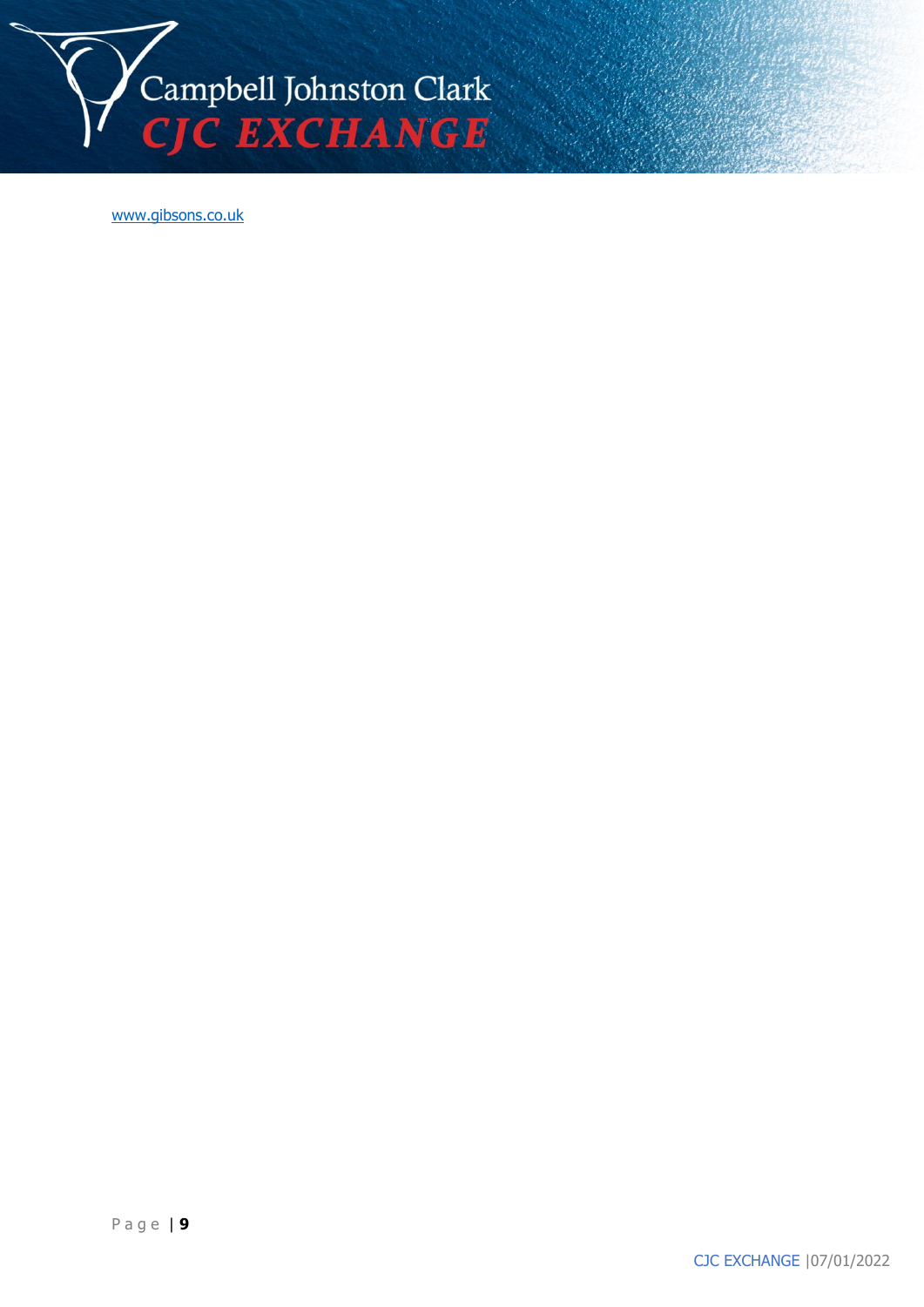www.gibsons.co.uk